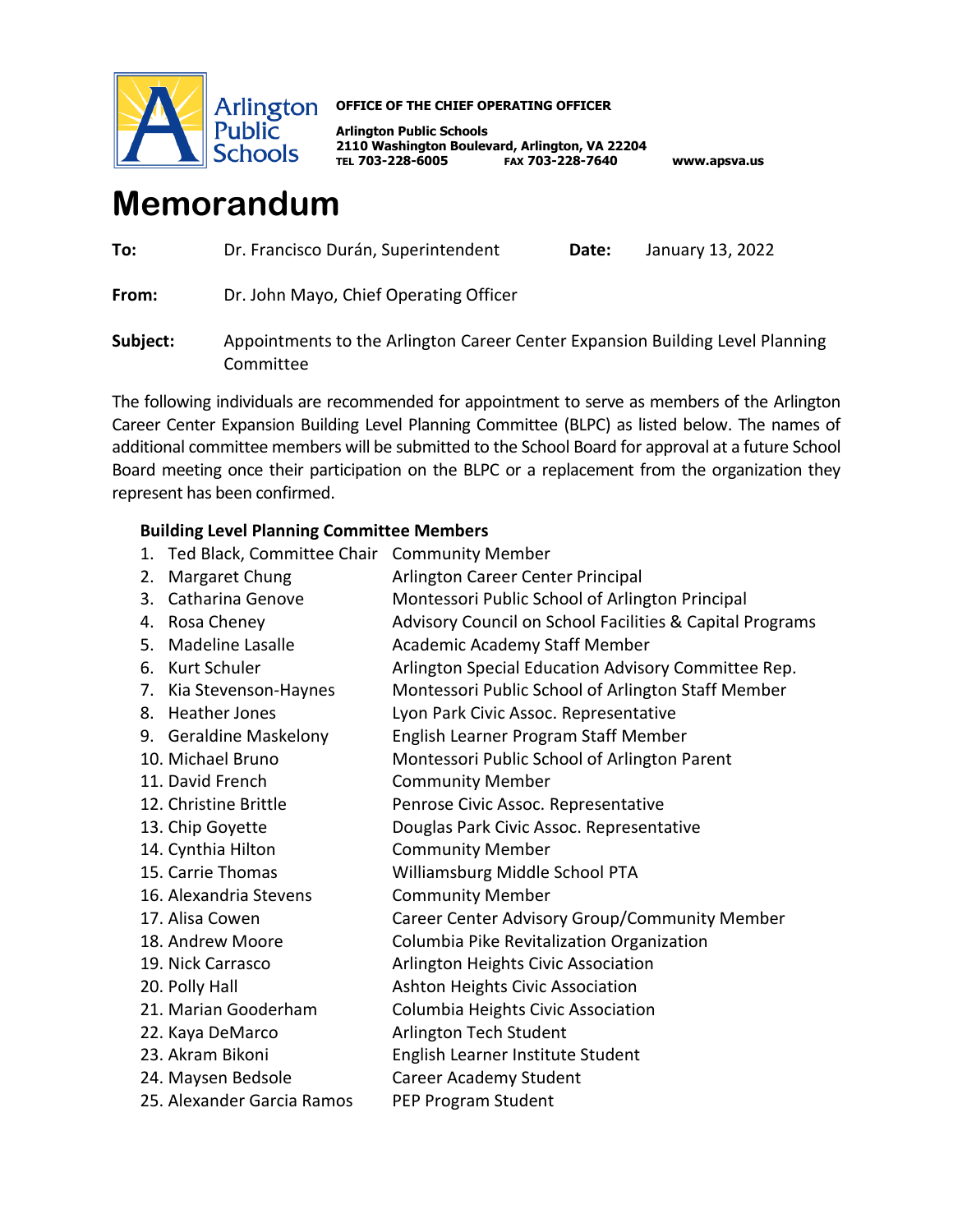Arlington Public Schools

**OFFICE OF THE CHIEF OPERATING OFFICER**

**Arlington Public Schools**
**2110 Washington Boulevard, Arlington, VA 22204**
**TEL 703-228-6005 FAX 703-228-7640 www.apsva.us**

# Memorandum

**To:** Dr. Francisco Durán, Superintendent **Date:** January 13, 2022

**From:** Dr. John Mayo, Chief Operating Officer

**Subject:** Appointments to the Arlington Career Center Expansion Building Level Planning Committee

The following individuals are recommended for appointment to serve as members of the Arlington Career Center Expansion Building Level Planning Committee (BLPC) as listed below. The names of additional committee members will be submitted to the School Board for approval at a future School Board meeting once their participation on the BLPC or a replacement from the organization they represent has been confirmed.

**Building Level Planning Committee Members**

1. Ted Black, Committee Chair — Community Member
2. Margaret Chung — Arlington Career Center Principal
3. Catharina Genove — Montessori Public School of Arlington Principal
4. Rosa Cheney — Advisory Council on School Facilities & Capital Programs
5. Madeline Lasalle — Academic Academy Staff Member
6. Kurt Schuler — Arlington Special Education Advisory Committee Rep.
7. Kia Stevenson-Haynes — Montessori Public School of Arlington Staff Member
8. Heather Jones — Lyon Park Civic Assoc. Representative
9. Geraldine Maskelony — English Learner Program Staff Member
10. Michael Bruno — Montessori Public School of Arlington Parent
11. David French — Community Member
12. Christine Brittle — Penrose Civic Assoc. Representative
13. Chip Goyette — Douglas Park Civic Assoc. Representative
14. Cynthia Hilton — Community Member
15. Carrie Thomas — Williamsburg Middle School PTA
16. Alexandria Stevens — Community Member
17. Alisa Cowen — Career Center Advisory Group/Community Member
18. Andrew Moore — Columbia Pike Revitalization Organization
19. Nick Carrasco — Arlington Heights Civic Association
20. Polly Hall — Ashton Heights Civic Association
21. Marian Gooderham — Columbia Heights Civic Association
22. Kaya DeMarco — Arlington Tech Student
23. Akram Bikoni — English Learner Institute Student
24. Maysen Bedsole — Career Academy Student
25. Alexander Garcia Ramos — PEP Program Student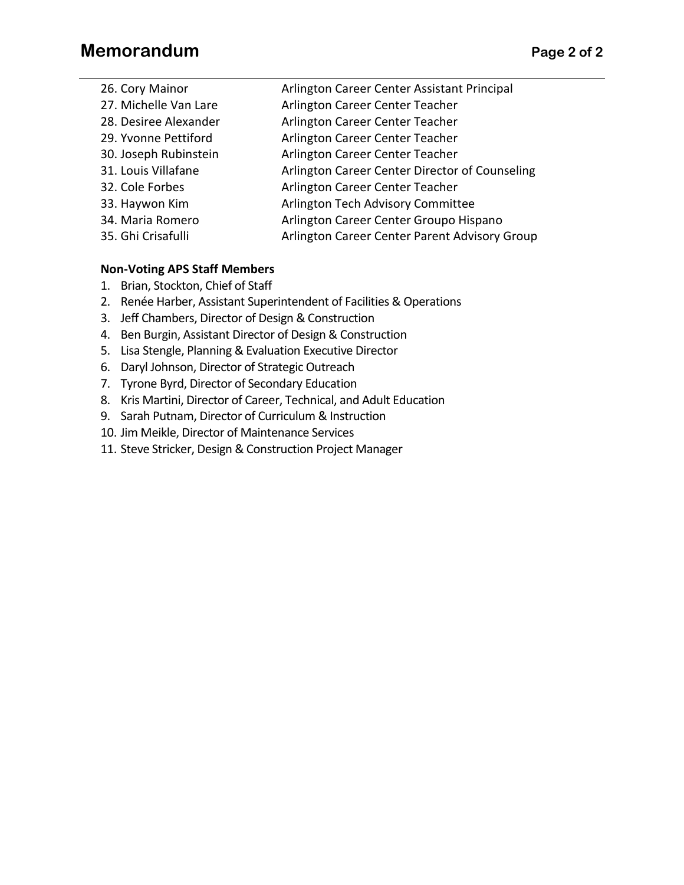| | |
|---|---|
| 26. Cory Mainor | Arlington Career Center Assistant Principal |
| 27. Michelle Van Lare | Arlington Career Center Teacher |
| 28. Desiree Alexander | Arlington Career Center Teacher |
| 29. Yvonne Pettiford | Arlington Career Center Teacher |
| 30. Joseph Rubinstein | Arlington Career Center Teacher |
| 31. Louis Villafane | Arlington Career Center Director of Counseling |
| 32. Cole Forbes | Arlington Career Center Teacher |
| 33. Haywon Kim | Arlington Tech Advisory Committee |
| 34. Maria Romero | Arlington Career Center Groupo Hispano |
| 35. Ghi Crisafulli | Arlington Career Center Parent Advisory Group |

**Non-Voting APS Staff Members**

1. Brian, Stockton, Chief of Staff
2. Renée Harber, Assistant Superintendent of Facilities & Operations
3. Jeff Chambers, Director of Design & Construction
4. Ben Burgin, Assistant Director of Design & Construction
5. Lisa Stengle, Planning & Evaluation Executive Director
6. Daryl Johnson, Director of Strategic Outreach
7. Tyrone Byrd, Director of Secondary Education
8. Kris Martini, Director of Career, Technical, and Adult Education
9. Sarah Putnam, Director of Curriculum & Instruction
10. Jim Meikle, Director of Maintenance Services
11. Steve Stricker, Design & Construction Project Manager